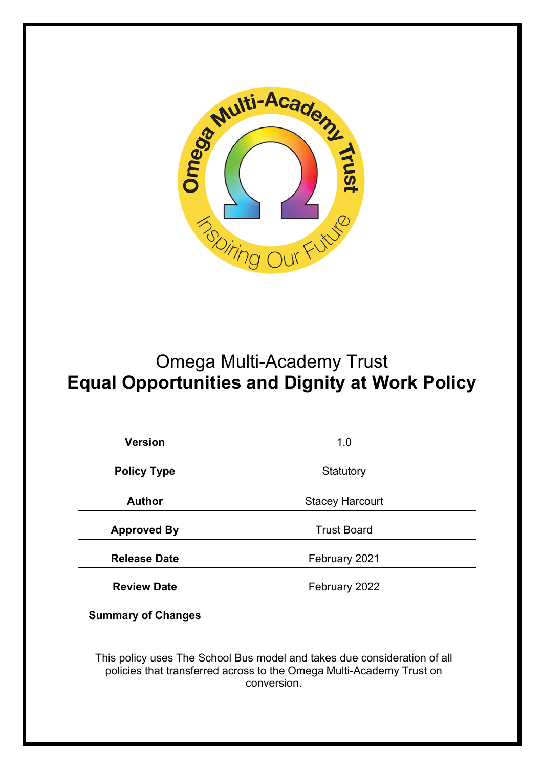Omega Multi-Academy Trust

# Equal Opportunities and Dignity at Work Policy

| Version | 1.0 |
|---|---|
| Policy Type | Statutory |
| Author | Stacey Harcourt |
| Approved By | Trust Board |
| Release Date | February 2021 |
| Review Date | February 2022 |
| Summary of Changes | |

This policy uses The School Bus model and takes due consideration of all policies that transferred across to the Omega Multi-Academy Trust on conversion.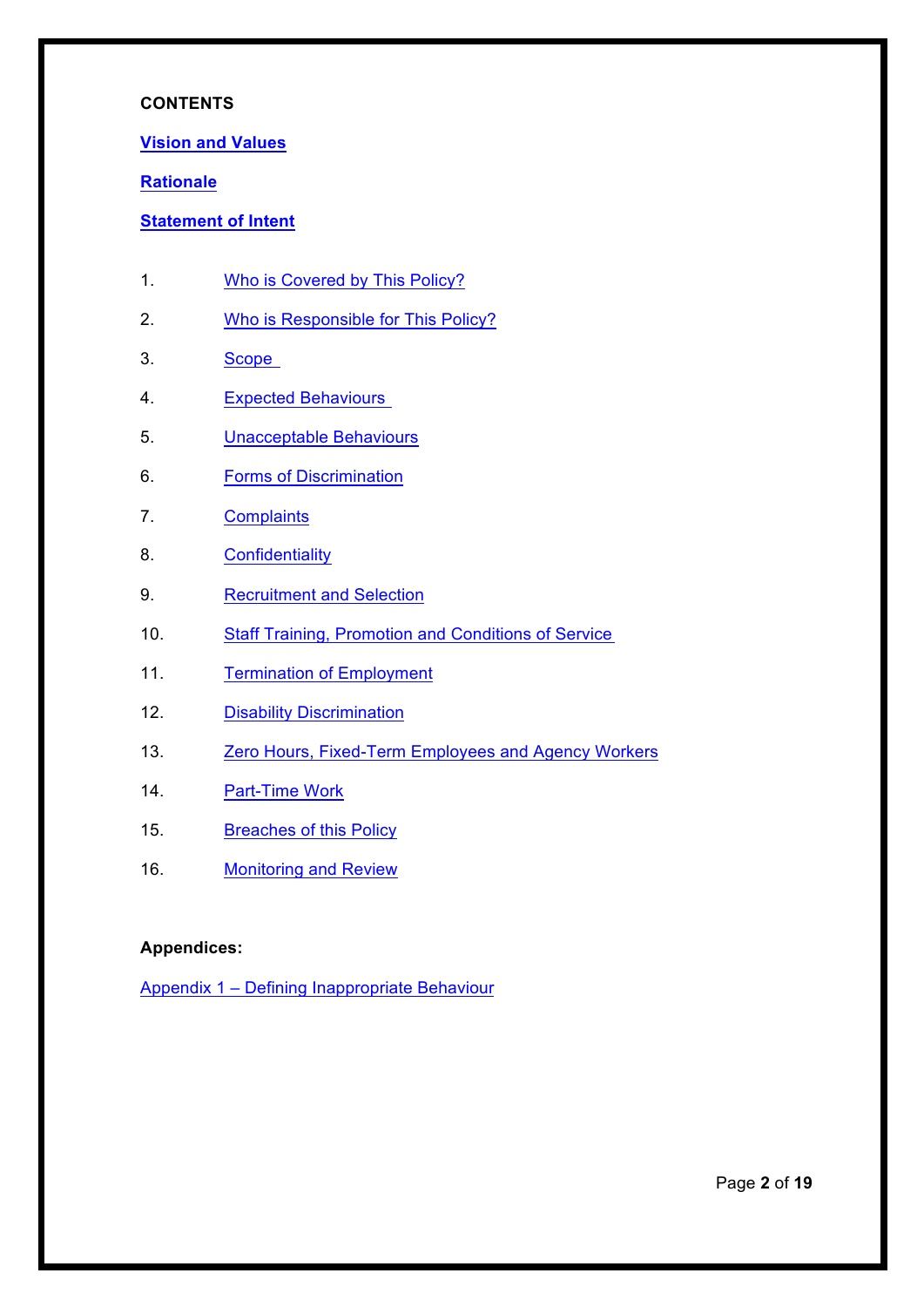**CONTENTS**

**Vision and Values**

**Rationale**

**Statement of Intent**

1. Who is Covered by This Policy?
2. Who is Responsible for This Policy?
3. Scope
4. Expected Behaviours
5. Unacceptable Behaviours
6. Forms of Discrimination
7. Complaints
8. Confidentiality
9. Recruitment and Selection
10. Staff Training, Promotion and Conditions of Service
11. Termination of Employment
12. Disability Discrimination
13. Zero Hours, Fixed-Term Employees and Agency Workers
14. Part-Time Work
15. Breaches of this Policy
16. Monitoring and Review

**Appendices:**

Appendix 1 – Defining Inappropriate Behaviour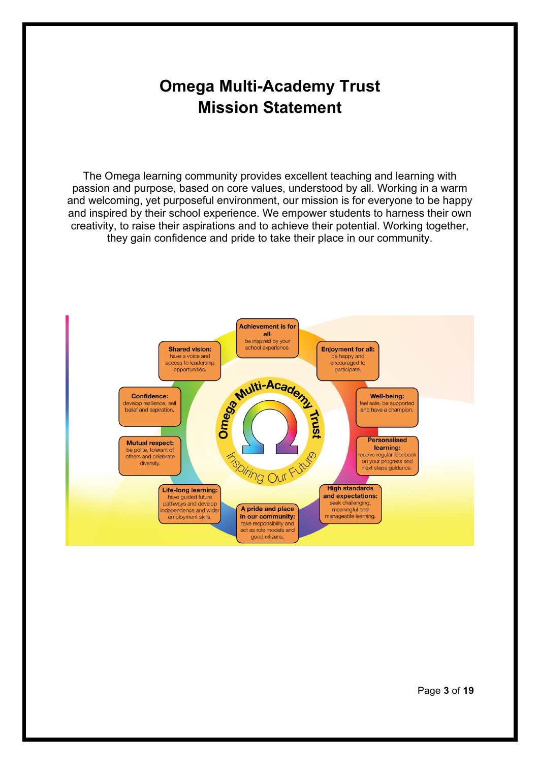# Omega Multi-Academy Trust
# Mission Statement

The Omega learning community provides excellent teaching and learning with passion and purpose, based on core values, understood by all. Working in a warm and welcoming, yet purposeful environment, our mission is for everyone to be happy and inspired by their school experience. We empower students to harness their own creativity, to raise their aspirations and to achieve their potential. Working together, they gain confidence and pride to take their place in our community.

Omega Multi-Academy Trust

*Inspiring Our Future*

- **Achievement is for all:** be inspired by your school experience.
- **Enjoyment for all:** be happy and encouraged to participate.
- **Well-being:** feel safe, be supported and have a champion.
- **Personalised learning:** receive regular feedback on your progress and next steps guidance.
- **High standards and expectations:** seek challenging, meaningful and manageable learning.
- **A pride and place in our community:** take responsibility and act as role models and good citizens.
- **Life-long learning:** have guided future pathways and develop independence and wider employment skills.
- **Mutual respect:** be polite, tolerant of others and celebrate diversity.
- **Confidence:** develop resilience, self belief and aspiration.
- **Shared vision:** have a voice and access to leadership opportunities.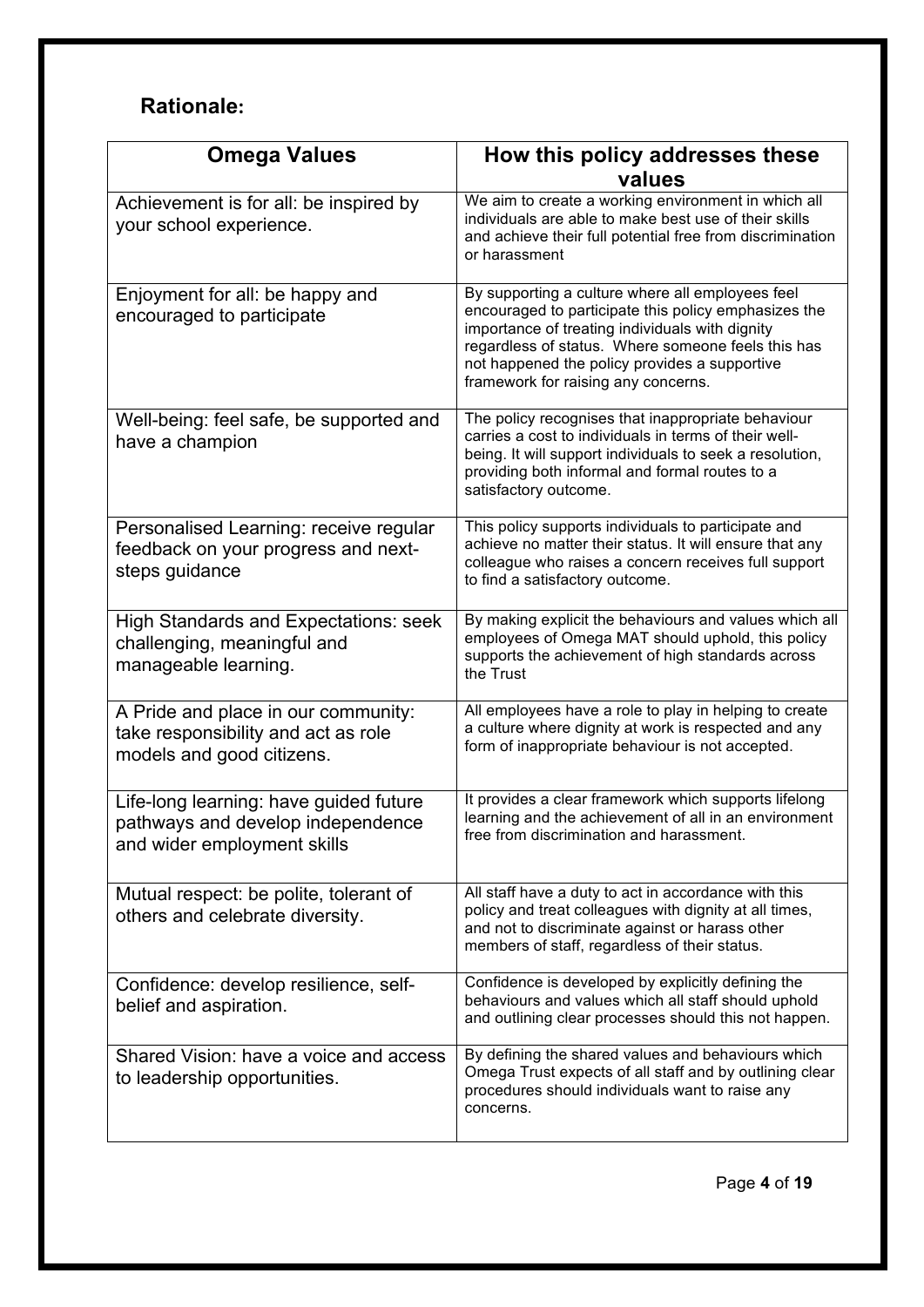## Rationale:

| Omega Values | How this policy addresses these values |
|---|---|
| Achievement is for all: be inspired by your school experience. | We aim to create a working environment in which all individuals are able to make best use of their skills and achieve their full potential free from discrimination or harassment |
| Enjoyment for all: be happy and encouraged to participate | By supporting a culture where all employees feel encouraged to participate this policy emphasizes the importance of treating individuals with dignity regardless of status. Where someone feels this has not happened the policy provides a supportive framework for raising any concerns. |
| Well-being: feel safe, be supported and have a champion | The policy recognises that inappropriate behaviour carries a cost to individuals in terms of their well-being. It will support individuals to seek a resolution, providing both informal and formal routes to a satisfactory outcome. |
| Personalised Learning: receive regular feedback on your progress and next-steps guidance | This policy supports individuals to participate and achieve no matter their status. It will ensure that any colleague who raises a concern receives full support to find a satisfactory outcome. |
| High Standards and Expectations: seek challenging, meaningful and manageable learning. | By making explicit the behaviours and values which all employees of Omega MAT should uphold, this policy supports the achievement of high standards across the Trust |
| A Pride and place in our community: take responsibility and act as role models and good citizens. | All employees have a role to play in helping to create a culture where dignity at work is respected and any form of inappropriate behaviour is not accepted. |
| Life-long learning: have guided future pathways and develop independence and wider employment skills | It provides a clear framework which supports lifelong learning and the achievement of all in an environment free from discrimination and harassment. |
| Mutual respect: be polite, tolerant of others and celebrate diversity. | All staff have a duty to act in accordance with this policy and treat colleagues with dignity at all times, and not to discriminate against or harass other members of staff, regardless of their status. |
| Confidence: develop resilience, self-belief and aspiration. | Confidence is developed by explicitly defining the behaviours and values which all staff should uphold and outlining clear processes should this not happen. |
| Shared Vision: have a voice and access to leadership opportunities. | By defining the shared values and behaviours which Omega Trust expects of all staff and by outlining clear procedures should individuals want to raise any concerns. |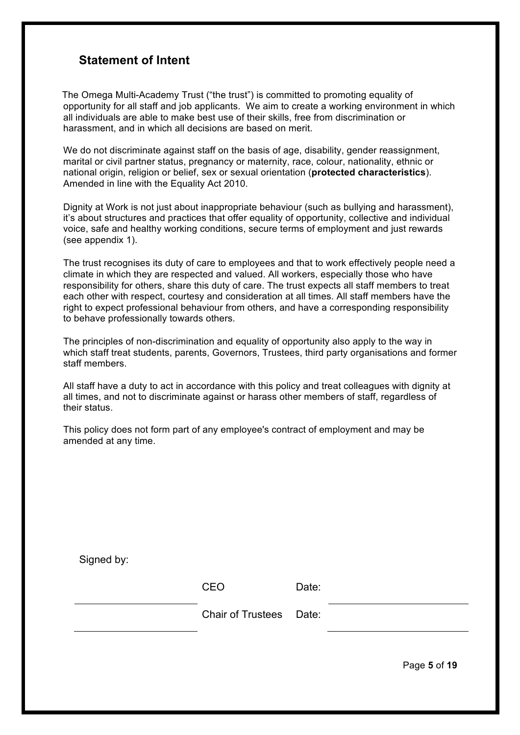## Statement of Intent

The Omega Multi-Academy Trust ("the trust") is committed to promoting equality of opportunity for all staff and job applicants. We aim to create a working environment in which all individuals are able to make best use of their skills, free from discrimination or harassment, and in which all decisions are based on merit.

We do not discriminate against staff on the basis of age, disability, gender reassignment, marital or civil partner status, pregnancy or maternity, race, colour, nationality, ethnic or national origin, religion or belief, sex or sexual orientation (**protected characteristics**). Amended in line with the Equality Act 2010.

Dignity at Work is not just about inappropriate behaviour (such as bullying and harassment), it's about structures and practices that offer equality of opportunity, collective and individual voice, safe and healthy working conditions, secure terms of employment and just rewards (see appendix 1).

The trust recognises its duty of care to employees and that to work effectively people need a climate in which they are respected and valued. All workers, especially those who have responsibility for others, share this duty of care. The trust expects all staff members to treat each other with respect, courtesy and consideration at all times. All staff members have the right to expect professional behaviour from others, and have a corresponding responsibility to behave professionally towards others.

The principles of non-discrimination and equality of opportunity also apply to the way in which staff treat students, parents, Governors, Trustees, third party organisations and former staff members.

All staff have a duty to act in accordance with this policy and treat colleagues with dignity at all times, and not to discriminate against or harass other members of staff, regardless of their status.

This policy does not form part of any employee's contract of employment and may be amended at any time.

Signed by:

| | | | |
|---|---|---|---|
| ____________________ | CEO | Date: | ____________________ |
| ____________________ | Chair of Trustees | Date: | ____________________ |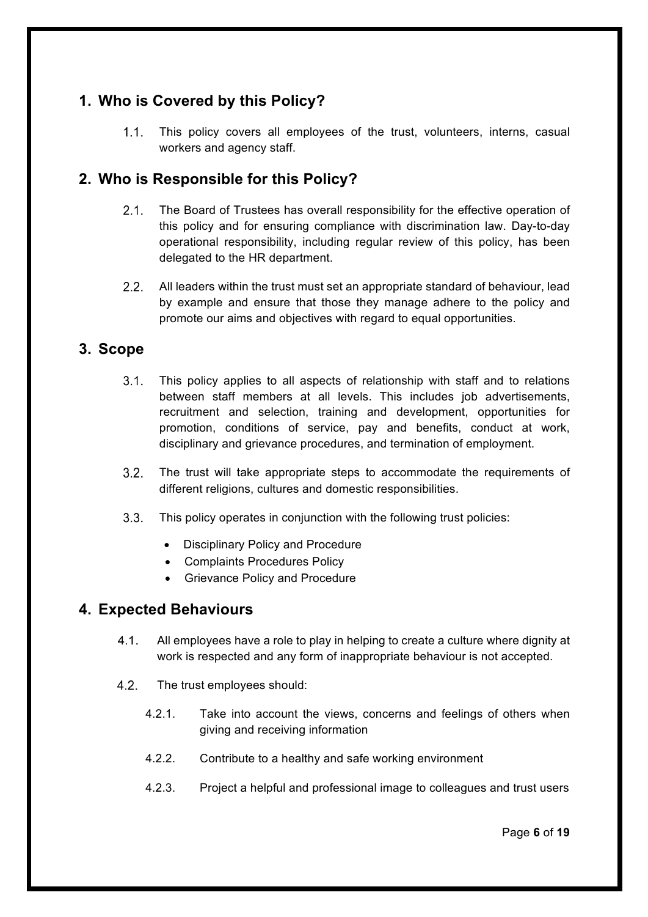## 1. Who is Covered by this Policy?

1.1. This policy covers all employees of the trust, volunteers, interns, casual workers and agency staff.

## 2. Who is Responsible for this Policy?

2.1. The Board of Trustees has overall responsibility for the effective operation of this policy and for ensuring compliance with discrimination law. Day-to-day operational responsibility, including regular review of this policy, has been delegated to the HR department.

2.2. All leaders within the trust must set an appropriate standard of behaviour, lead by example and ensure that those they manage adhere to the policy and promote our aims and objectives with regard to equal opportunities.

## 3. Scope

3.1. This policy applies to all aspects of relationship with staff and to relations between staff members at all levels. This includes job advertisements, recruitment and selection, training and development, opportunities for promotion, conditions of service, pay and benefits, conduct at work, disciplinary and grievance procedures, and termination of employment.

3.2. The trust will take appropriate steps to accommodate the requirements of different religions, cultures and domestic responsibilities.

3.3. This policy operates in conjunction with the following trust policies:

- Disciplinary Policy and Procedure
- Complaints Procedures Policy
- Grievance Policy and Procedure

## 4. Expected Behaviours

4.1. All employees have a role to play in helping to create a culture where dignity at work is respected and any form of inappropriate behaviour is not accepted.

4.2. The trust employees should:

4.2.1. Take into account the views, concerns and feelings of others when giving and receiving information

4.2.2. Contribute to a healthy and safe working environment

4.2.3. Project a helpful and professional image to colleagues and trust users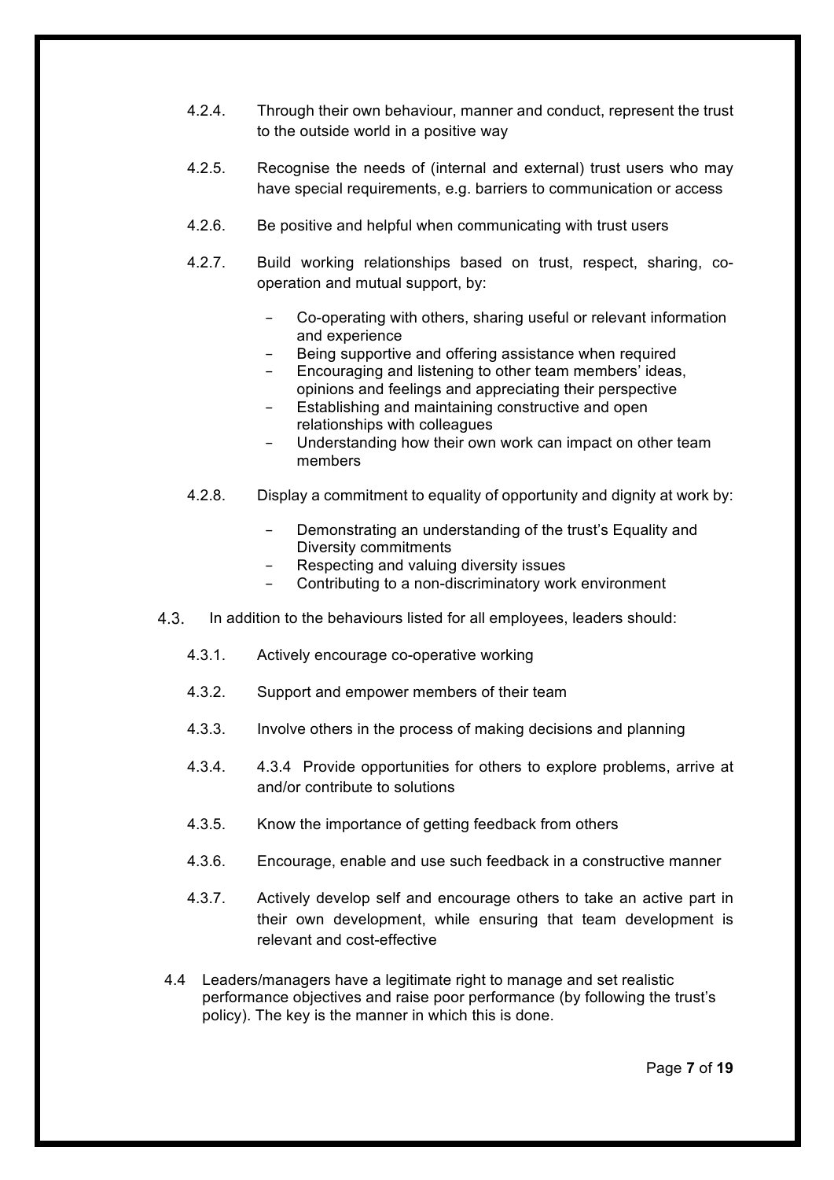4.2.4. Through their own behaviour, manner and conduct, represent the trust to the outside world in a positive way

4.2.5. Recognise the needs of (internal and external) trust users who may have special requirements, e.g. barriers to communication or access

4.2.6. Be positive and helpful when communicating with trust users

4.2.7. Build working relationships based on trust, respect, sharing, co-operation and mutual support, by:

- Co-operating with others, sharing useful or relevant information and experience
- Being supportive and offering assistance when required
- Encouraging and listening to other team members' ideas, opinions and feelings and appreciating their perspective
- Establishing and maintaining constructive and open relationships with colleagues
- Understanding how their own work can impact on other team members

4.2.8. Display a commitment to equality of opportunity and dignity at work by:

- Demonstrating an understanding of the trust's Equality and Diversity commitments
- Respecting and valuing diversity issues
- Contributing to a non-discriminatory work environment

4.3. In addition to the behaviours listed for all employees, leaders should:

4.3.1. Actively encourage co-operative working

4.3.2. Support and empower members of their team

4.3.3. Involve others in the process of making decisions and planning

4.3.4. 4.3.4 Provide opportunities for others to explore problems, arrive at and/or contribute to solutions

4.3.5. Know the importance of getting feedback from others

4.3.6. Encourage, enable and use such feedback in a constructive manner

4.3.7. Actively develop self and encourage others to take an active part in their own development, while ensuring that team development is relevant and cost-effective

4.4 Leaders/managers have a legitimate right to manage and set realistic performance objectives and raise poor performance (by following the trust's policy). The key is the manner in which this is done.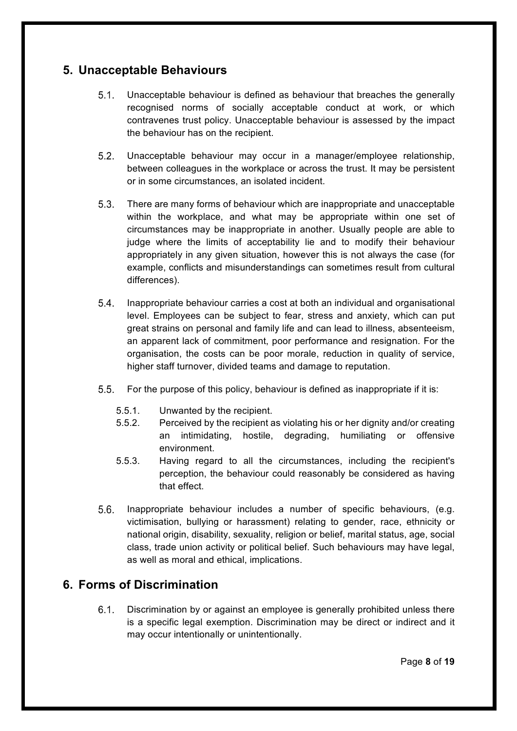## 5. Unacceptable Behaviours

5.1. Unacceptable behaviour is defined as behaviour that breaches the generally recognised norms of socially acceptable conduct at work, or which contravenes trust policy. Unacceptable behaviour is assessed by the impact the behaviour has on the recipient.

5.2. Unacceptable behaviour may occur in a manager/employee relationship, between colleagues in the workplace or across the trust. It may be persistent or in some circumstances, an isolated incident.

5.3. There are many forms of behaviour which are inappropriate and unacceptable within the workplace, and what may be appropriate within one set of circumstances may be inappropriate in another. Usually people are able to judge where the limits of acceptability lie and to modify their behaviour appropriately in any given situation, however this is not always the case (for example, conflicts and misunderstandings can sometimes result from cultural differences).

5.4. Inappropriate behaviour carries a cost at both an individual and organisational level. Employees can be subject to fear, stress and anxiety, which can put great strains on personal and family life and can lead to illness, absenteeism, an apparent lack of commitment, poor performance and resignation. For the organisation, the costs can be poor morale, reduction in quality of service, higher staff turnover, divided teams and damage to reputation.

5.5. For the purpose of this policy, behaviour is defined as inappropriate if it is:

- 5.5.1. Unwanted by the recipient.
- 5.5.2. Perceived by the recipient as violating his or her dignity and/or creating an intimidating, hostile, degrading, humiliating or offensive environment.
- 5.5.3. Having regard to all the circumstances, including the recipient's perception, the behaviour could reasonably be considered as having that effect.

5.6. Inappropriate behaviour includes a number of specific behaviours, (e.g. victimisation, bullying or harassment) relating to gender, race, ethnicity or national origin, disability, sexuality, religion or belief, marital status, age, social class, trade union activity or political belief. Such behaviours may have legal, as well as moral and ethical, implications.

## 6. Forms of Discrimination

6.1. Discrimination by or against an employee is generally prohibited unless there is a specific legal exemption. Discrimination may be direct or indirect and it may occur intentionally or unintentionally.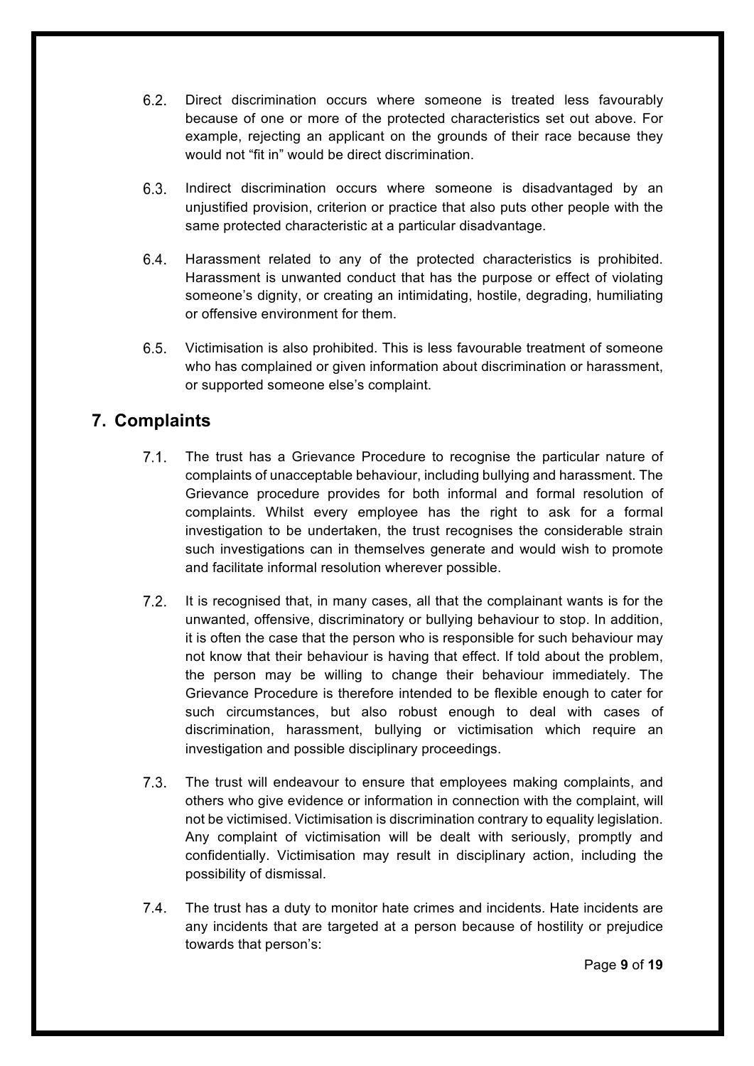6.2. Direct discrimination occurs where someone is treated less favourably because of one or more of the protected characteristics set out above. For example, rejecting an applicant on the grounds of their race because they would not "fit in" would be direct discrimination.

6.3. Indirect discrimination occurs where someone is disadvantaged by an unjustified provision, criterion or practice that also puts other people with the same protected characteristic at a particular disadvantage.

6.4. Harassment related to any of the protected characteristics is prohibited. Harassment is unwanted conduct that has the purpose or effect of violating someone's dignity, or creating an intimidating, hostile, degrading, humiliating or offensive environment for them.

6.5. Victimisation is also prohibited. This is less favourable treatment of someone who has complained or given information about discrimination or harassment, or supported someone else's complaint.

## 7. Complaints

7.1. The trust has a Grievance Procedure to recognise the particular nature of complaints of unacceptable behaviour, including bullying and harassment. The Grievance procedure provides for both informal and formal resolution of complaints. Whilst every employee has the right to ask for a formal investigation to be undertaken, the trust recognises the considerable strain such investigations can in themselves generate and would wish to promote and facilitate informal resolution wherever possible.

7.2. It is recognised that, in many cases, all that the complainant wants is for the unwanted, offensive, discriminatory or bullying behaviour to stop. In addition, it is often the case that the person who is responsible for such behaviour may not know that their behaviour is having that effect. If told about the problem, the person may be willing to change their behaviour immediately. The Grievance Procedure is therefore intended to be flexible enough to cater for such circumstances, but also robust enough to deal with cases of discrimination, harassment, bullying or victimisation which require an investigation and possible disciplinary proceedings.

7.3. The trust will endeavour to ensure that employees making complaints, and others who give evidence or information in connection with the complaint, will not be victimised. Victimisation is discrimination contrary to equality legislation. Any complaint of victimisation will be dealt with seriously, promptly and confidentially. Victimisation may result in disciplinary action, including the possibility of dismissal.

7.4. The trust has a duty to monitor hate crimes and incidents. Hate incidents are any incidents that are targeted at a person because of hostility or prejudice towards that person's: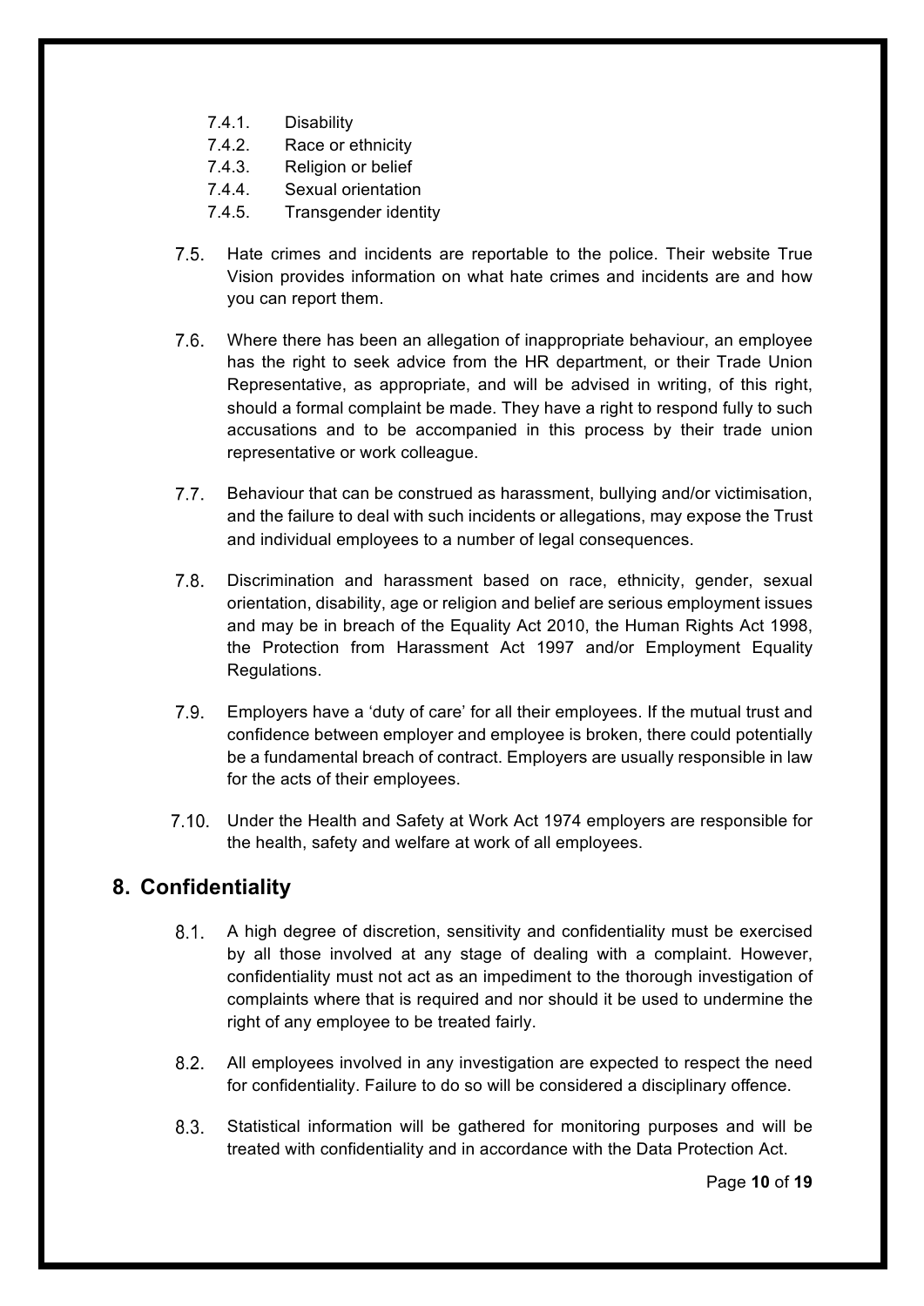7.4.1. Disability
7.4.2. Race or ethnicity
7.4.3. Religion or belief
7.4.4. Sexual orientation
7.4.5. Transgender identity

7.5. Hate crimes and incidents are reportable to the police. Their website True Vision provides information on what hate crimes and incidents are and how you can report them.

7.6. Where there has been an allegation of inappropriate behaviour, an employee has the right to seek advice from the HR department, or their Trade Union Representative, as appropriate, and will be advised in writing, of this right, should a formal complaint be made. They have a right to respond fully to such accusations and to be accompanied in this process by their trade union representative or work colleague.

7.7. Behaviour that can be construed as harassment, bullying and/or victimisation, and the failure to deal with such incidents or allegations, may expose the Trust and individual employees to a number of legal consequences.

7.8. Discrimination and harassment based on race, ethnicity, gender, sexual orientation, disability, age or religion and belief are serious employment issues and may be in breach of the Equality Act 2010, the Human Rights Act 1998, the Protection from Harassment Act 1997 and/or Employment Equality Regulations.

7.9. Employers have a 'duty of care' for all their employees. If the mutual trust and confidence between employer and employee is broken, there could potentially be a fundamental breach of contract. Employers are usually responsible in law for the acts of their employees.

7.10. Under the Health and Safety at Work Act 1974 employers are responsible for the health, safety and welfare at work of all employees.

## 8. Confidentiality

8.1. A high degree of discretion, sensitivity and confidentiality must be exercised by all those involved at any stage of dealing with a complaint. However, confidentiality must not act as an impediment to the thorough investigation of complaints where that is required and nor should it be used to undermine the right of any employee to be treated fairly.

8.2. All employees involved in any investigation are expected to respect the need for confidentiality. Failure to do so will be considered a disciplinary offence.

8.3. Statistical information will be gathered for monitoring purposes and will be treated with confidentiality and in accordance with the Data Protection Act.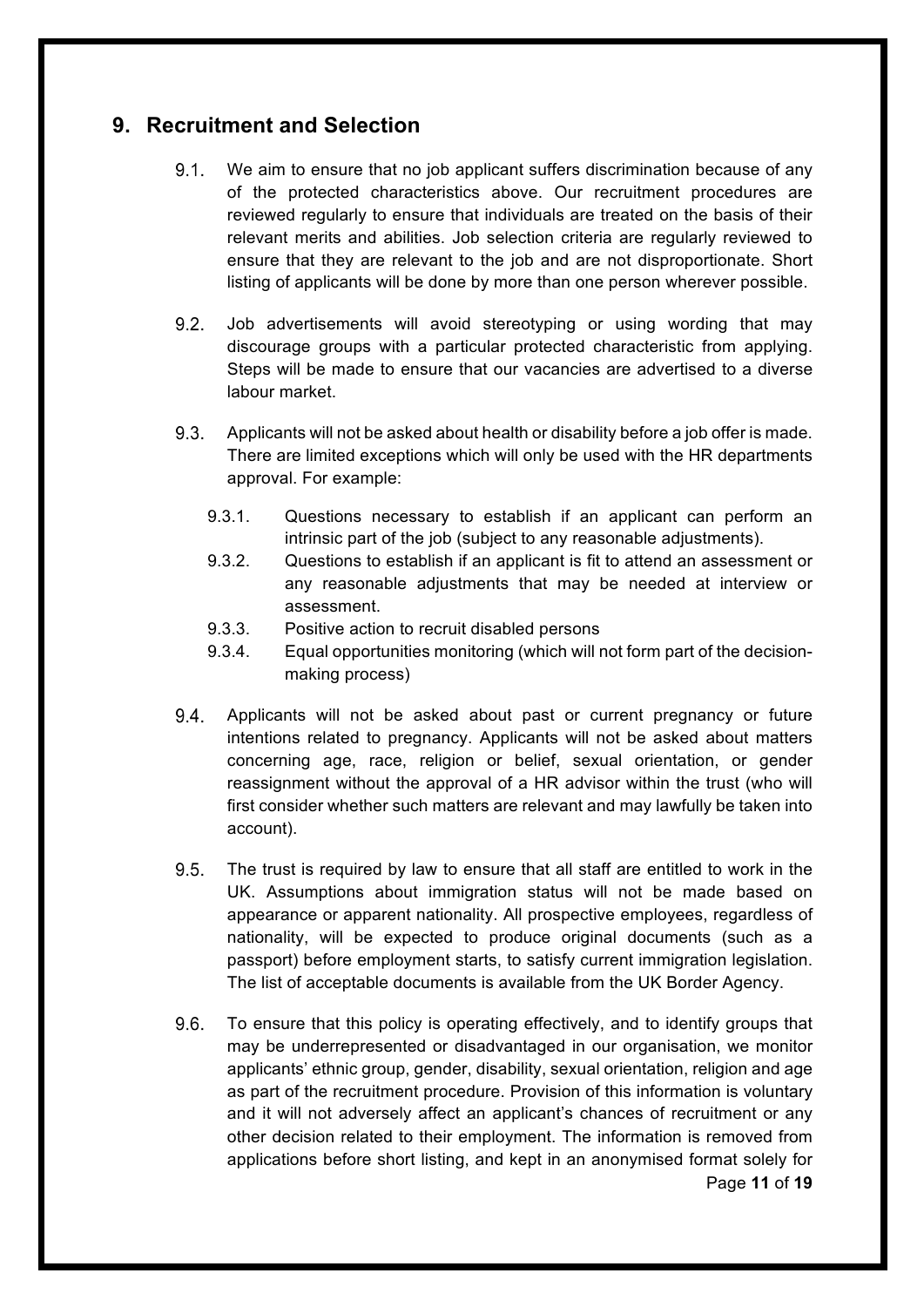## 9. Recruitment and Selection

9.1. We aim to ensure that no job applicant suffers discrimination because of any of the protected characteristics above. Our recruitment procedures are reviewed regularly to ensure that individuals are treated on the basis of their relevant merits and abilities. Job selection criteria are regularly reviewed to ensure that they are relevant to the job and are not disproportionate. Short listing of applicants will be done by more than one person wherever possible.

9.2. Job advertisements will avoid stereotyping or using wording that may discourage groups with a particular protected characteristic from applying. Steps will be made to ensure that our vacancies are advertised to a diverse labour market.

9.3. Applicants will not be asked about health or disability before a job offer is made. There are limited exceptions which will only be used with the HR departments approval. For example:

- 9.3.1. Questions necessary to establish if an applicant can perform an intrinsic part of the job (subject to any reasonable adjustments).
- 9.3.2. Questions to establish if an applicant is fit to attend an assessment or any reasonable adjustments that may be needed at interview or assessment.
- 9.3.3. Positive action to recruit disabled persons
- 9.3.4. Equal opportunities monitoring (which will not form part of the decision-making process)

9.4. Applicants will not be asked about past or current pregnancy or future intentions related to pregnancy. Applicants will not be asked about matters concerning age, race, religion or belief, sexual orientation, or gender reassignment without the approval of a HR advisor within the trust (who will first consider whether such matters are relevant and may lawfully be taken into account).

9.5. The trust is required by law to ensure that all staff are entitled to work in the UK. Assumptions about immigration status will not be made based on appearance or apparent nationality. All prospective employees, regardless of nationality, will be expected to produce original documents (such as a passport) before employment starts, to satisfy current immigration legislation. The list of acceptable documents is available from the UK Border Agency.

9.6. To ensure that this policy is operating effectively, and to identify groups that may be underrepresented or disadvantaged in our organisation, we monitor applicants' ethnic group, gender, disability, sexual orientation, religion and age as part of the recruitment procedure. Provision of this information is voluntary and it will not adversely affect an applicant's chances of recruitment or any other decision related to their employment. The information is removed from applications before short listing, and kept in an anonymised format solely for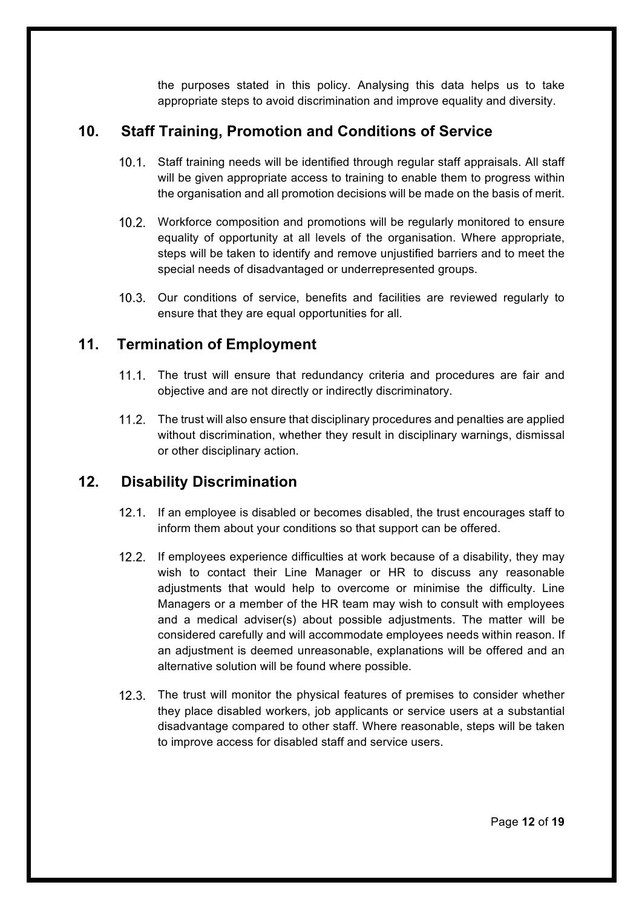the purposes stated in this policy. Analysing this data helps us to take appropriate steps to avoid discrimination and improve equality and diversity.

## 10. Staff Training, Promotion and Conditions of Service

10.1. Staff training needs will be identified through regular staff appraisals. All staff will be given appropriate access to training to enable them to progress within the organisation and all promotion decisions will be made on the basis of merit.

10.2. Workforce composition and promotions will be regularly monitored to ensure equality of opportunity at all levels of the organisation. Where appropriate, steps will be taken to identify and remove unjustified barriers and to meet the special needs of disadvantaged or underrepresented groups.

10.3. Our conditions of service, benefits and facilities are reviewed regularly to ensure that they are equal opportunities for all.

## 11. Termination of Employment

11.1. The trust will ensure that redundancy criteria and procedures are fair and objective and are not directly or indirectly discriminatory.

11.2. The trust will also ensure that disciplinary procedures and penalties are applied without discrimination, whether they result in disciplinary warnings, dismissal or other disciplinary action.

## 12. Disability Discrimination

12.1. If an employee is disabled or becomes disabled, the trust encourages staff to inform them about your conditions so that support can be offered.

12.2. If employees experience difficulties at work because of a disability, they may wish to contact their Line Manager or HR to discuss any reasonable adjustments that would help to overcome or minimise the difficulty. Line Managers or a member of the HR team may wish to consult with employees and a medical adviser(s) about possible adjustments. The matter will be considered carefully and will accommodate employees needs within reason. If an adjustment is deemed unreasonable, explanations will be offered and an alternative solution will be found where possible.

12.3. The trust will monitor the physical features of premises to consider whether they place disabled workers, job applicants or service users at a substantial disadvantage compared to other staff. Where reasonable, steps will be taken to improve access for disabled staff and service users.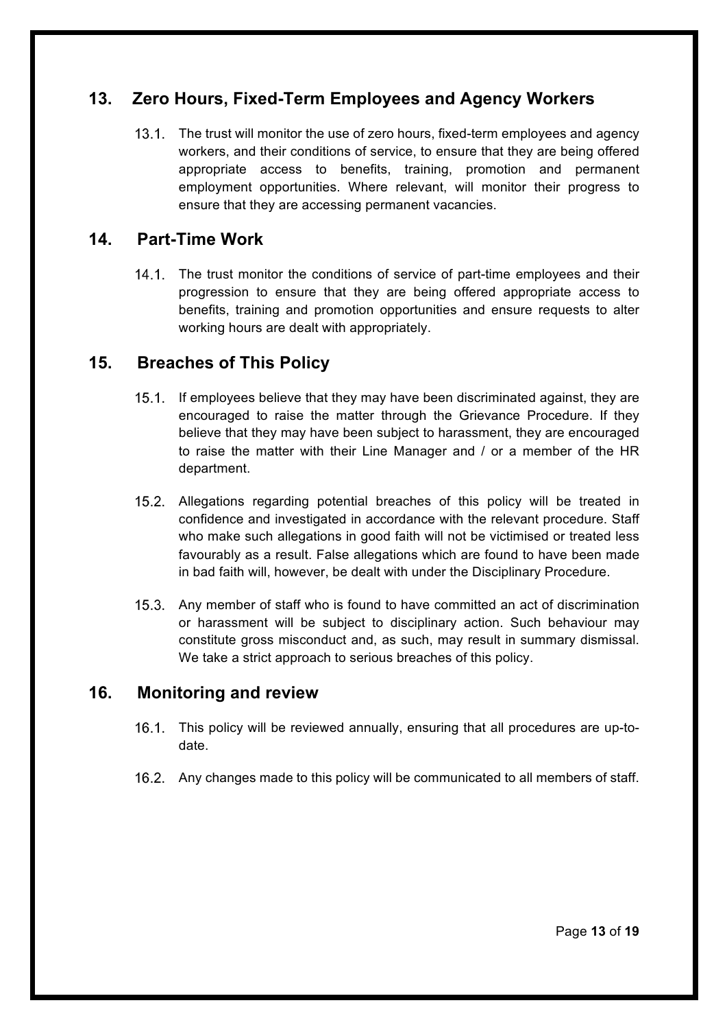## 13. Zero Hours, Fixed-Term Employees and Agency Workers

13.1. The trust will monitor the use of zero hours, fixed-term employees and agency workers, and their conditions of service, to ensure that they are being offered appropriate access to benefits, training, promotion and permanent employment opportunities. Where relevant, will monitor their progress to ensure that they are accessing permanent vacancies.

## 14. Part-Time Work

14.1. The trust monitor the conditions of service of part-time employees and their progression to ensure that they are being offered appropriate access to benefits, training and promotion opportunities and ensure requests to alter working hours are dealt with appropriately.

## 15. Breaches of This Policy

15.1. If employees believe that they may have been discriminated against, they are encouraged to raise the matter through the Grievance Procedure. If they believe that they may have been subject to harassment, they are encouraged to raise the matter with their Line Manager and / or a member of the HR department.

15.2. Allegations regarding potential breaches of this policy will be treated in confidence and investigated in accordance with the relevant procedure. Staff who make such allegations in good faith will not be victimised or treated less favourably as a result. False allegations which are found to have been made in bad faith will, however, be dealt with under the Disciplinary Procedure.

15.3. Any member of staff who is found to have committed an act of discrimination or harassment will be subject to disciplinary action. Such behaviour may constitute gross misconduct and, as such, may result in summary dismissal. We take a strict approach to serious breaches of this policy.

## 16. Monitoring and review

16.1. This policy will be reviewed annually, ensuring that all procedures are up-to-date.

16.2. Any changes made to this policy will be communicated to all members of staff.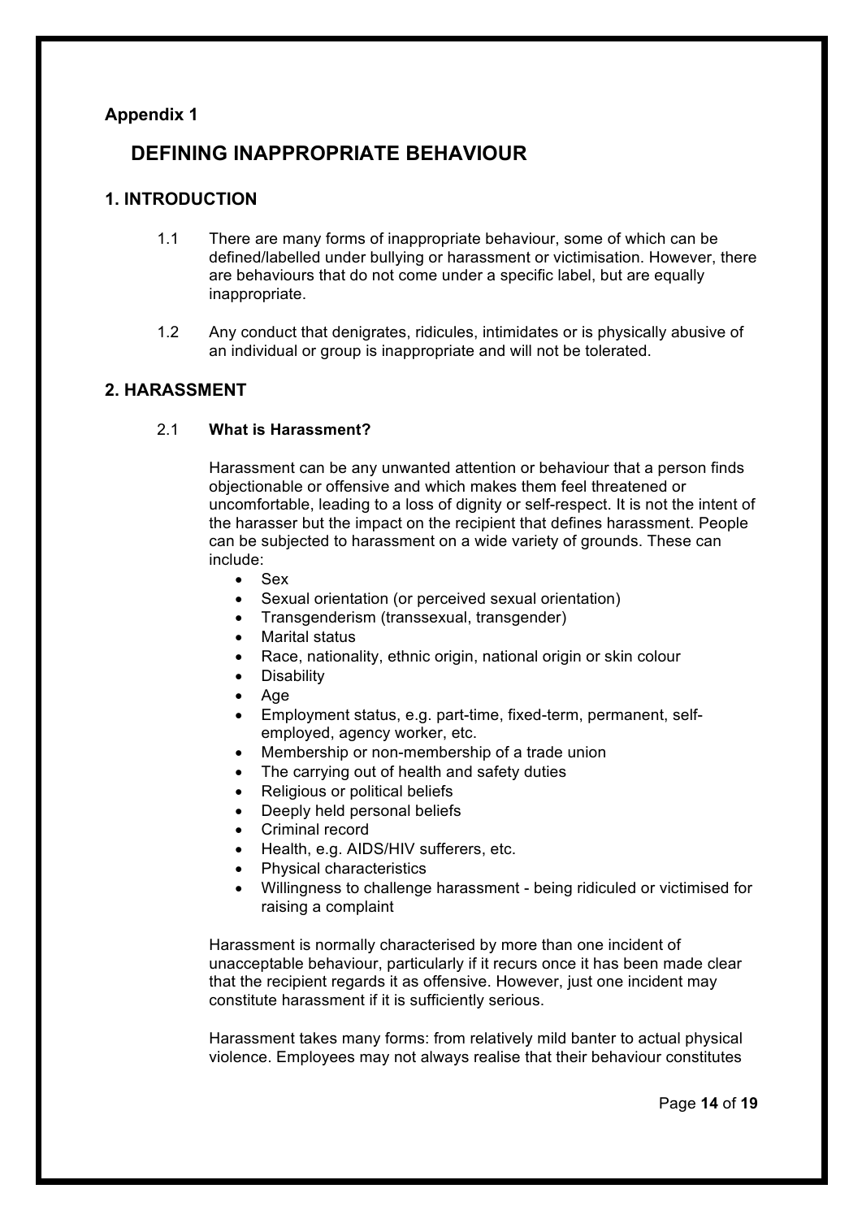**Appendix 1**

# DEFINING INAPPROPRIATE BEHAVIOUR

## 1. INTRODUCTION

1.1 There are many forms of inappropriate behaviour, some of which can be defined/labelled under bullying or harassment or victimisation. However, there are behaviours that do not come under a specific label, but are equally inappropriate.

1.2 Any conduct that denigrates, ridicules, intimidates or is physically abusive of an individual or group is inappropriate and will not be tolerated.

## 2. HARASSMENT

### 2.1 What is Harassment?

Harassment can be any unwanted attention or behaviour that a person finds objectionable or offensive and which makes them feel threatened or uncomfortable, leading to a loss of dignity or self-respect. It is not the intent of the harasser but the impact on the recipient that defines harassment. People can be subjected to harassment on a wide variety of grounds. These can include:

- Sex
- Sexual orientation (or perceived sexual orientation)
- Transgenderism (transsexual, transgender)
- Marital status
- Race, nationality, ethnic origin, national origin or skin colour
- Disability
- Age
- Employment status, e.g. part-time, fixed-term, permanent, self-employed, agency worker, etc.
- Membership or non-membership of a trade union
- The carrying out of health and safety duties
- Religious or political beliefs
- Deeply held personal beliefs
- Criminal record
- Health, e.g. AIDS/HIV sufferers, etc.
- Physical characteristics
- Willingness to challenge harassment - being ridiculed or victimised for raising a complaint

Harassment is normally characterised by more than one incident of unacceptable behaviour, particularly if it recurs once it has been made clear that the recipient regards it as offensive. However, just one incident may constitute harassment if it is sufficiently serious.

Harassment takes many forms: from relatively mild banter to actual physical violence. Employees may not always realise that their behaviour constitutes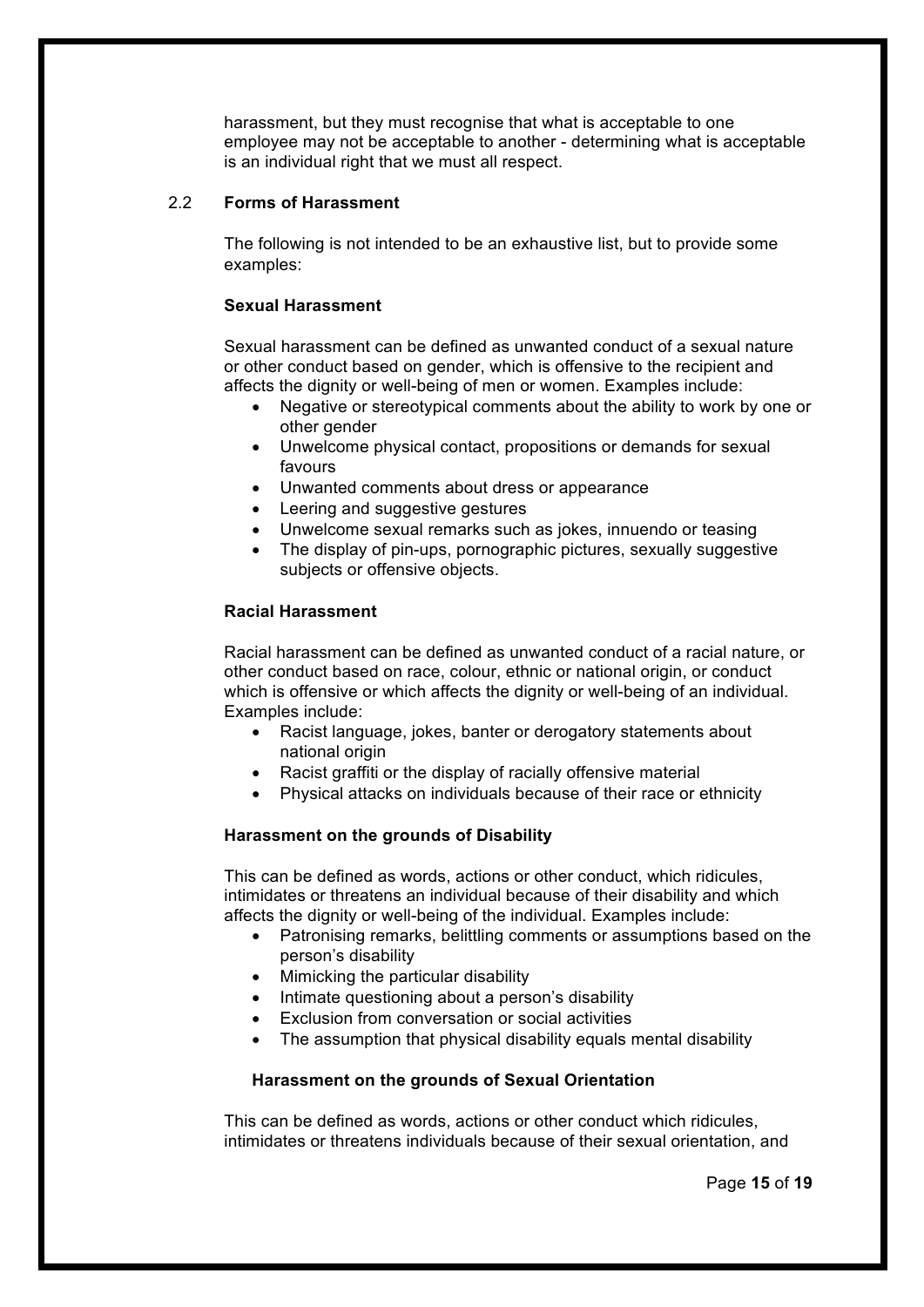harassment, but they must recognise that what is acceptable to one employee may not be acceptable to another - determining what is acceptable is an individual right that we must all respect.

## 2.2 Forms of Harassment

The following is not intended to be an exhaustive list, but to provide some examples:

### Sexual Harassment

Sexual harassment can be defined as unwanted conduct of a sexual nature or other conduct based on gender, which is offensive to the recipient and affects the dignity or well-being of men or women. Examples include:

- Negative or stereotypical comments about the ability to work by one or other gender
- Unwelcome physical contact, propositions or demands for sexual favours
- Unwanted comments about dress or appearance
- Leering and suggestive gestures
- Unwelcome sexual remarks such as jokes, innuendo or teasing
- The display of pin-ups, pornographic pictures, sexually suggestive subjects or offensive objects.

### Racial Harassment

Racial harassment can be defined as unwanted conduct of a racial nature, or other conduct based on race, colour, ethnic or national origin, or conduct which is offensive or which affects the dignity or well-being of an individual. Examples include:

- Racist language, jokes, banter or derogatory statements about national origin
- Racist graffiti or the display of racially offensive material
- Physical attacks on individuals because of their race or ethnicity

### Harassment on the grounds of Disability

This can be defined as words, actions or other conduct, which ridicules, intimidates or threatens an individual because of their disability and which affects the dignity or well-being of the individual. Examples include:

- Patronising remarks, belittling comments or assumptions based on the person's disability
- Mimicking the particular disability
- Intimate questioning about a person's disability
- Exclusion from conversation or social activities
- The assumption that physical disability equals mental disability

### Harassment on the grounds of Sexual Orientation

This can be defined as words, actions or other conduct which ridicules, intimidates or threatens individuals because of their sexual orientation, and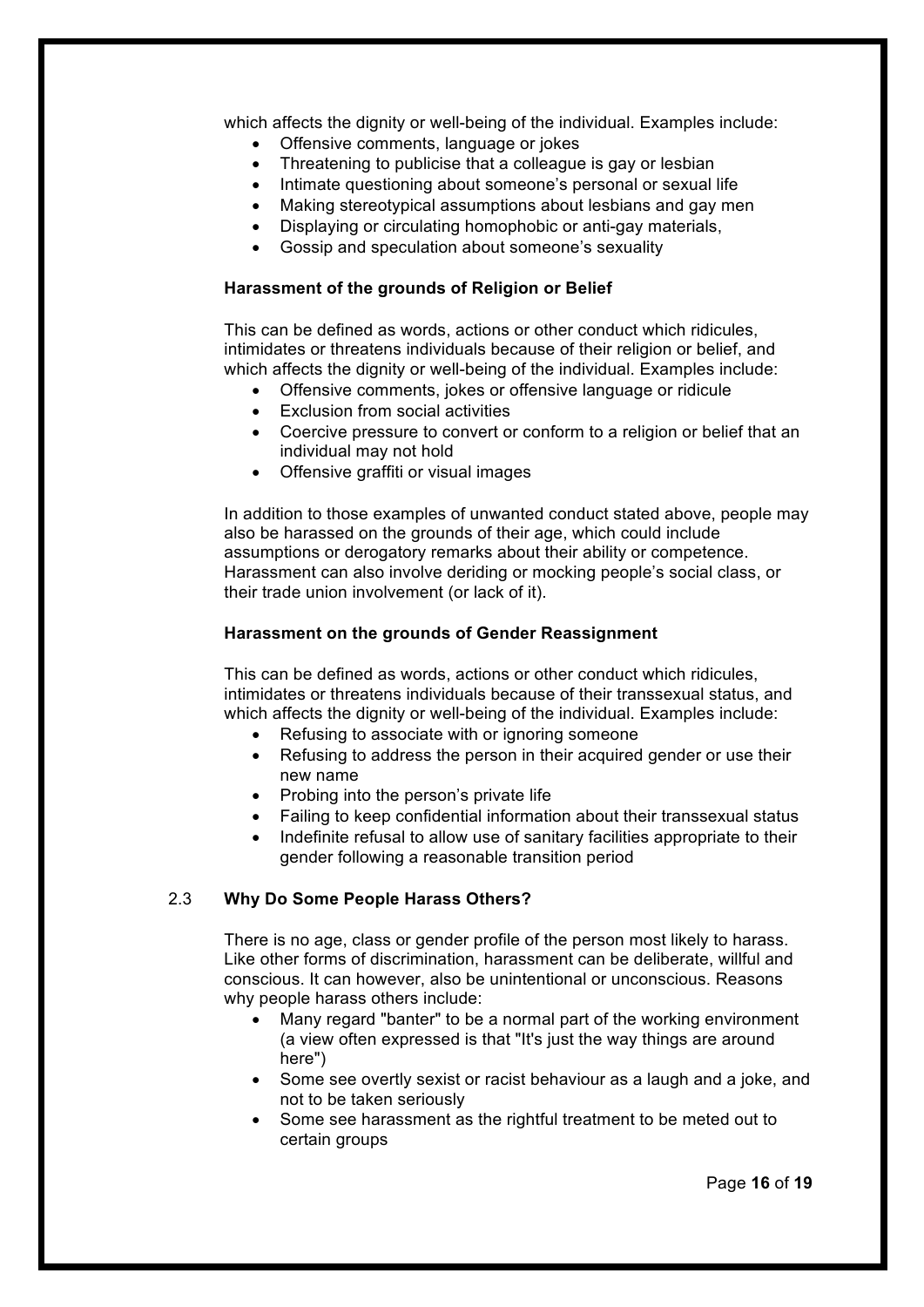which affects the dignity or well-being of the individual. Examples include:

- Offensive comments, language or jokes
- Threatening to publicise that a colleague is gay or lesbian
- Intimate questioning about someone's personal or sexual life
- Making stereotypical assumptions about lesbians and gay men
- Displaying or circulating homophobic or anti-gay materials,
- Gossip and speculation about someone's sexuality

**Harassment of the grounds of Religion or Belief**

This can be defined as words, actions or other conduct which ridicules, intimidates or threatens individuals because of their religion or belief, and which affects the dignity or well-being of the individual. Examples include:

- Offensive comments, jokes or offensive language or ridicule
- Exclusion from social activities
- Coercive pressure to convert or conform to a religion or belief that an individual may not hold
- Offensive graffiti or visual images

In addition to those examples of unwanted conduct stated above, people may also be harassed on the grounds of their age, which could include assumptions or derogatory remarks about their ability or competence. Harassment can also involve deriding or mocking people's social class, or their trade union involvement (or lack of it).

**Harassment on the grounds of Gender Reassignment**

This can be defined as words, actions or other conduct which ridicules, intimidates or threatens individuals because of their transsexual status, and which affects the dignity or well-being of the individual. Examples include:

- Refusing to associate with or ignoring someone
- Refusing to address the person in their acquired gender or use their new name
- Probing into the person's private life
- Failing to keep confidential information about their transsexual status
- Indefinite refusal to allow use of sanitary facilities appropriate to their gender following a reasonable transition period

## 2.3 Why Do Some People Harass Others?

There is no age, class or gender profile of the person most likely to harass. Like other forms of discrimination, harassment can be deliberate, willful and conscious. It can however, also be unintentional or unconscious. Reasons why people harass others include:

- Many regard "banter" to be a normal part of the working environment (a view often expressed is that "It's just the way things are around here")
- Some see overtly sexist or racist behaviour as a laugh and a joke, and not to be taken seriously
- Some see harassment as the rightful treatment to be meted out to certain groups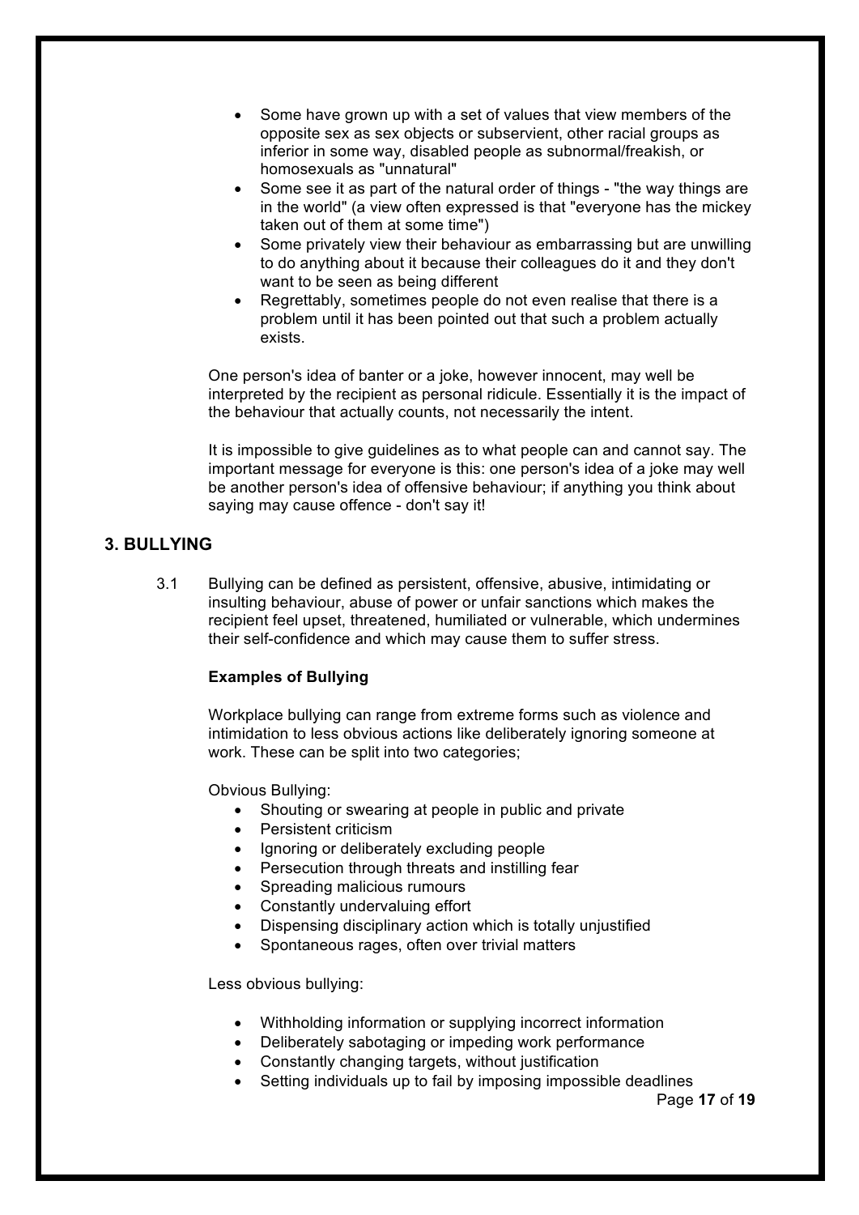- Some have grown up with a set of values that view members of the opposite sex as sex objects or subservient, other racial groups as inferior in some way, disabled people as subnormal/freakish, or homosexuals as "unnatural"
- Some see it as part of the natural order of things - "the way things are in the world" (a view often expressed is that "everyone has the mickey taken out of them at some time")
- Some privately view their behaviour as embarrassing but are unwilling to do anything about it because their colleagues do it and they don't want to be seen as being different
- Regrettably, sometimes people do not even realise that there is a problem until it has been pointed out that such a problem actually exists.

One person's idea of banter or a joke, however innocent, may well be interpreted by the recipient as personal ridicule. Essentially it is the impact of the behaviour that actually counts, not necessarily the intent.

It is impossible to give guidelines as to what people can and cannot say. The important message for everyone is this: one person's idea of a joke may well be another person's idea of offensive behaviour; if anything you think about saying may cause offence - don't say it!

## 3. BULLYING

3.1 Bullying can be defined as persistent, offensive, abusive, intimidating or insulting behaviour, abuse of power or unfair sanctions which makes the recipient feel upset, threatened, humiliated or vulnerable, which undermines their self-confidence and which may cause them to suffer stress.

**Examples of Bullying**

Workplace bullying can range from extreme forms such as violence and intimidation to less obvious actions like deliberately ignoring someone at work. These can be split into two categories;

Obvious Bullying:

- Shouting or swearing at people in public and private
- Persistent criticism
- Ignoring or deliberately excluding people
- Persecution through threats and instilling fear
- Spreading malicious rumours
- Constantly undervaluing effort
- Dispensing disciplinary action which is totally unjustified
- Spontaneous rages, often over trivial matters

Less obvious bullying:

- Withholding information or supplying incorrect information
- Deliberately sabotaging or impeding work performance
- Constantly changing targets, without justification
- Setting individuals up to fail by imposing impossible deadlines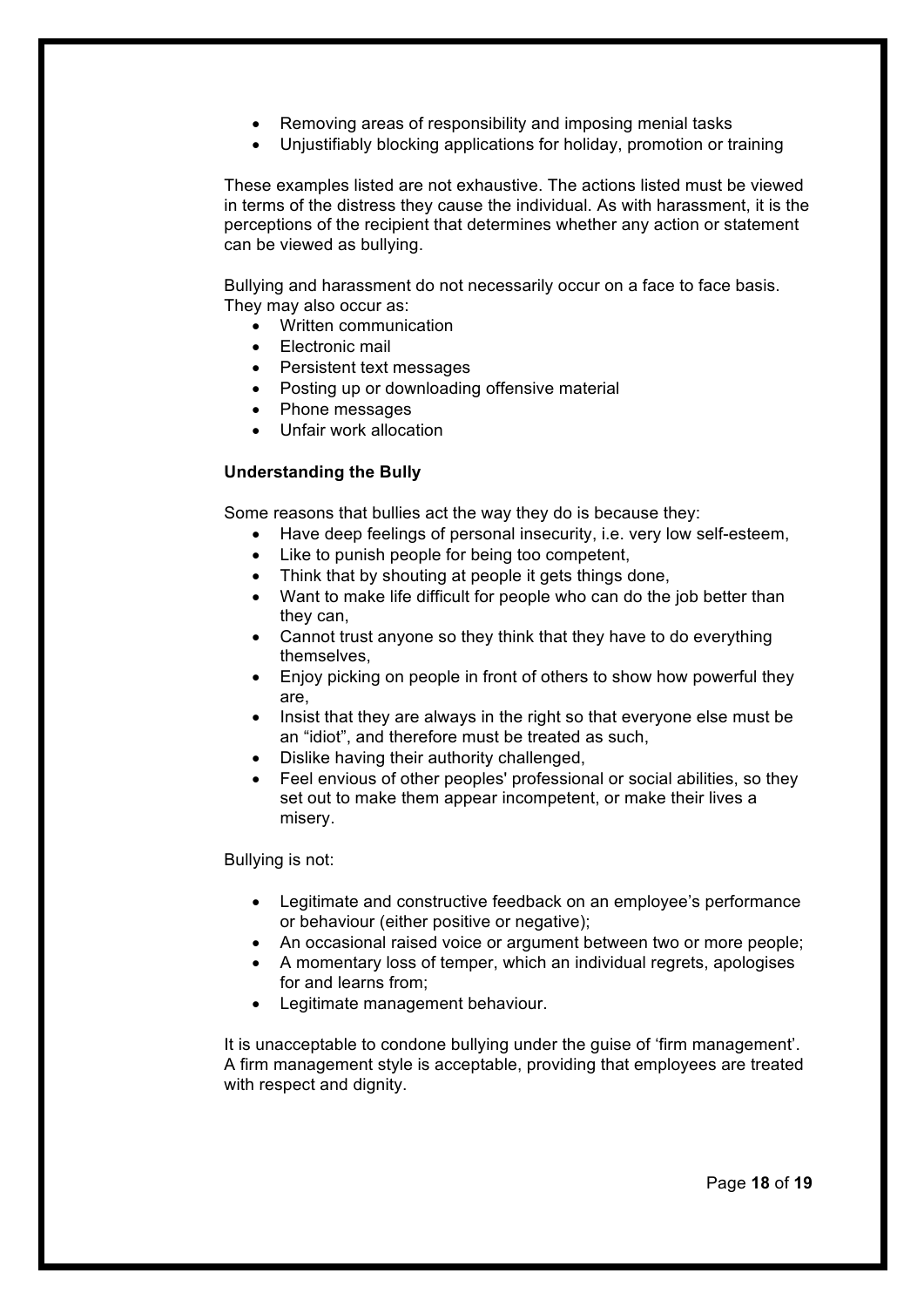- Removing areas of responsibility and imposing menial tasks
- Unjustifiably blocking applications for holiday, promotion or training

These examples listed are not exhaustive. The actions listed must be viewed in terms of the distress they cause the individual. As with harassment, it is the perceptions of the recipient that determines whether any action or statement can be viewed as bullying.

Bullying and harassment do not necessarily occur on a face to face basis. They may also occur as:

- Written communication
- Electronic mail
- Persistent text messages
- Posting up or downloading offensive material
- Phone messages
- Unfair work allocation

**Understanding the Bully**

Some reasons that bullies act the way they do is because they:

- Have deep feelings of personal insecurity, i.e. very low self-esteem,
- Like to punish people for being too competent,
- Think that by shouting at people it gets things done,
- Want to make life difficult for people who can do the job better than they can,
- Cannot trust anyone so they think that they have to do everything themselves,
- Enjoy picking on people in front of others to show how powerful they are,
- Insist that they are always in the right so that everyone else must be an "idiot", and therefore must be treated as such,
- Dislike having their authority challenged,
- Feel envious of other peoples' professional or social abilities, so they set out to make them appear incompetent, or make their lives a misery.

Bullying is not:

- Legitimate and constructive feedback on an employee's performance or behaviour (either positive or negative);
- An occasional raised voice or argument between two or more people;
- A momentary loss of temper, which an individual regrets, apologises for and learns from;
- Legitimate management behaviour.

It is unacceptable to condone bullying under the guise of 'firm management'. A firm management style is acceptable, providing that employees are treated with respect and dignity.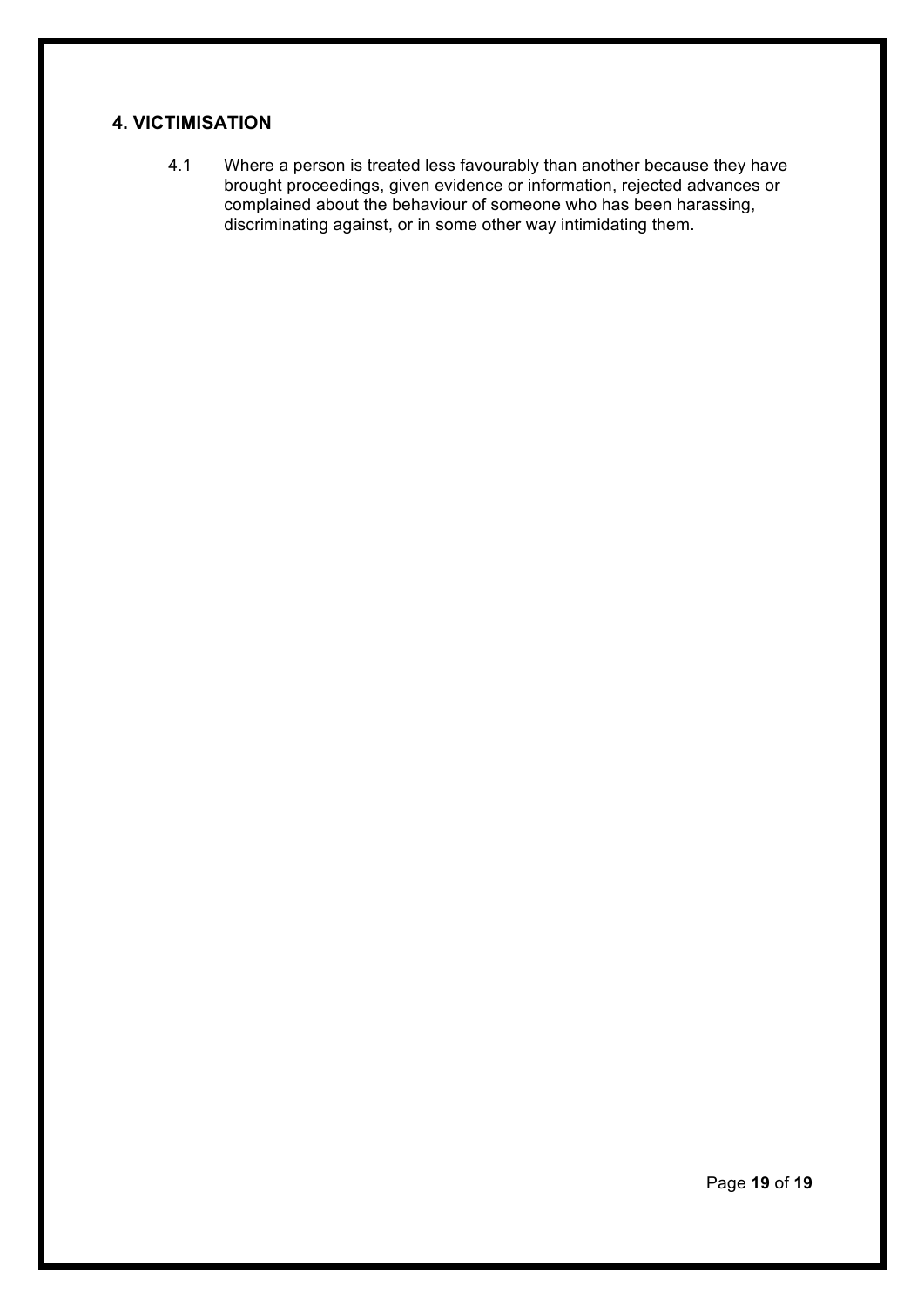## 4. VICTIMISATION

4.1 Where a person is treated less favourably than another because they have brought proceedings, given evidence or information, rejected advances or complained about the behaviour of someone who has been harassing, discriminating against, or in some other way intimidating them.